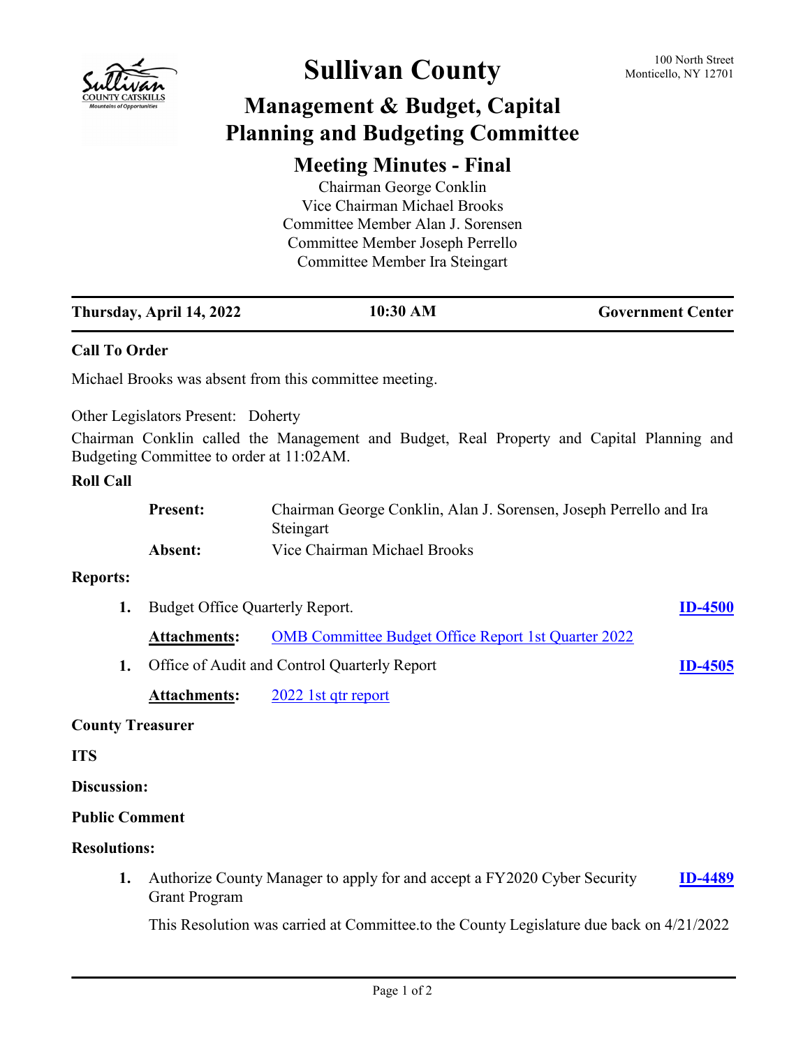# Sullivan County

100 North Street
Monticello, NY 12701

## Management & Budget, Capital Planning and Budgeting Committee

### Meeting Minutes - Final

Chairman George Conklin
Vice Chairman Michael Brooks
Committee Member Alan J. Sorensen
Committee Member Joseph Perrello
Committee Member Ira Steingart

**Thursday, April 14, 2022** | **10:30 AM** | **Government Center**

---

**Call To Order**

Michael Brooks was absent from this committee meeting.

Other Legislators Present: Doherty

Chairman Conklin called the Management and Budget, Real Property and Capital Planning and Budgeting Committee to order at 11:02AM.

**Roll Call**

| | |
|---|---|
| **Present:** | Chairman George Conklin, Alan J. Sorensen, Joseph Perrello and Ira Steingart |
| **Absent:** | Vice Chairman Michael Brooks |

**Reports:**

1. Budget Office Quarterly Report. **ID-4500**

   **Attachments:** OMB Committee Budget Office Report 1st Quarter 2022

1. Office of Audit and Control Quarterly Report **ID-4505**

   **Attachments:** 2022 1st qtr report

**County Treasurer**

**ITS**

**Discussion:**

**Public Comment**

**Resolutions:**

1. Authorize County Manager to apply for and accept a FY2020 Cyber Security Grant Program **ID-4489**

   This Resolution was carried at Committee.to the County Legislature due back on 4/21/2022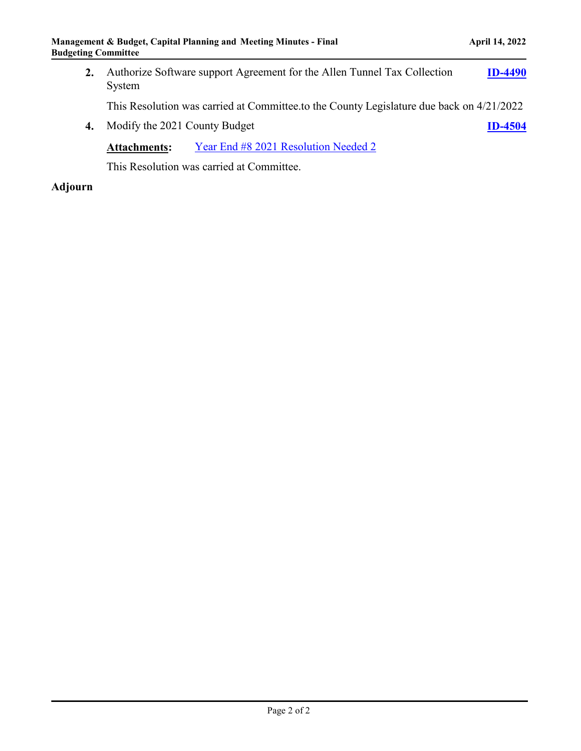**2.** Authorize Software support Agreement for the Allen Tunnel Tax Collection System **ID-4490**

This Resolution was carried at Committee.to the County Legislature due back on 4/21/2022

**4.** Modify the 2021 County Budget **ID-4504**

**Attachments:** Year End #8 2021 Resolution Needed 2

This Resolution was carried at Committee.

**Adjourn**